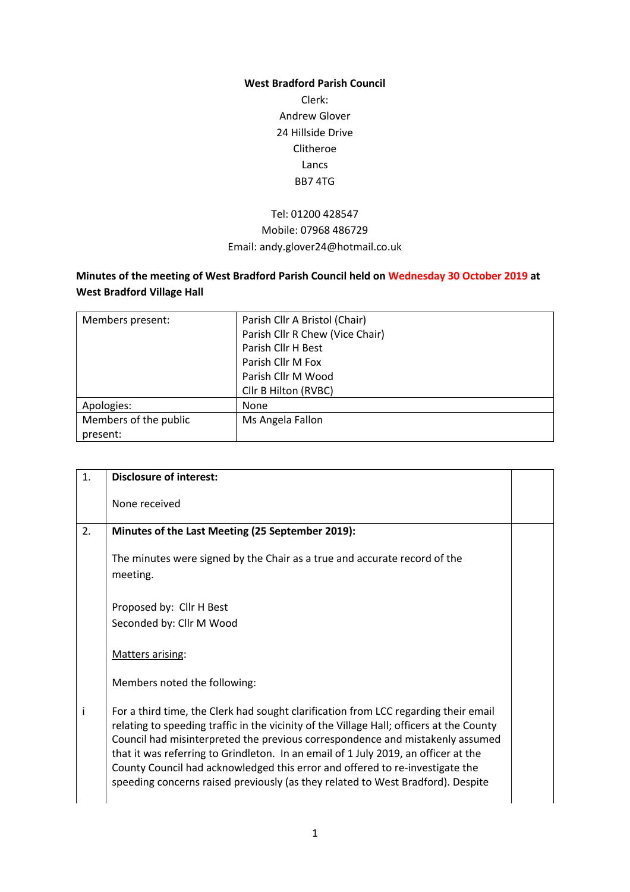**West Bradford Parish Council**

Clerk:
Andrew Glover
24 Hillside Drive
Clitheroe
Lancs
BB7 4TG

Tel: 01200 428547
Mobile: 07968 486729
Email: andy.glover24@hotmail.co.uk

**Minutes of the meeting of West Bradford Parish Council held on Wednesday 30 October 2019 at West Bradford Village Hall**

| | |
|---|---|
| Members present: | Parish Cllr A Bristol (Chair)<br>Parish Cllr R Chew (Vice Chair)<br>Parish Cllr H Best<br>Parish Cllr M Fox<br>Parish Cllr M Wood<br>Cllr B Hilton (RVBC) |
| Apologies: | None |
| Members of the public present: | Ms Angela Fallon |

| | | |
|---|---|---|
| 1. | **Disclosure of interest:**<br><br>None received | |
| 2. | **Minutes of the Last Meeting (25 September 2019):**<br><br>The minutes were signed by the Chair as a true and accurate record of the meeting.<br><br>Proposed by: Cllr H Best<br>Seconded by: Cllr M Wood<br><br>Matters arising:<br><br>Members noted the following: | |
| i | For a third time, the Clerk had sought clarification from LCC regarding their email relating to speeding traffic in the vicinity of the Village Hall; officers at the County Council had misinterpreted the previous correspondence and mistakenly assumed that it was referring to Grindleton. In an email of 1 July 2019, an officer at the County Council had acknowledged this error and offered to re-investigate the speeding concerns raised previously (as they related to West Bradford). Despite | |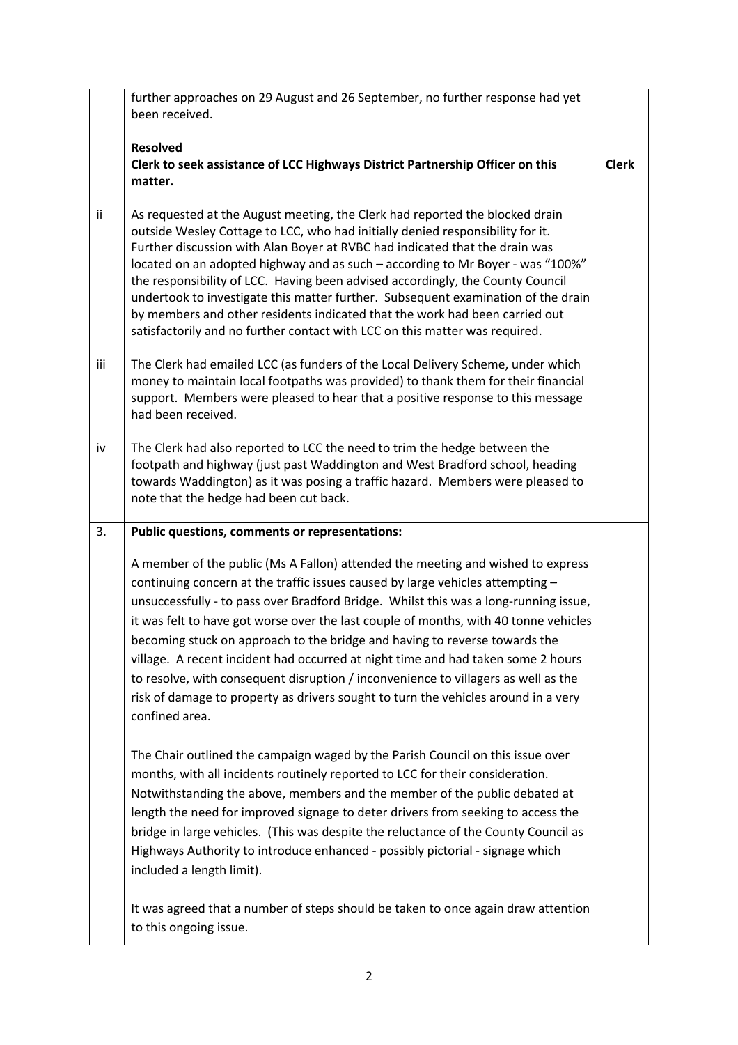| | | |
|---|---|---|
| | further approaches on 29 August and 26 September, no further response had yet been received.<br><br>**Resolved**<br>**Clerk to seek assistance of LCC Highways District Partnership Officer on this matter.** | **Clerk** |
| ii | As requested at the August meeting, the Clerk had reported the blocked drain outside Wesley Cottage to LCC, who had initially denied responsibility for it. Further discussion with Alan Boyer at RVBC had indicated that the drain was located on an adopted highway and as such – according to Mr Boyer - was "100%" the responsibility of LCC. Having been advised accordingly, the County Council undertook to investigate this matter further. Subsequent examination of the drain by members and other residents indicated that the work had been carried out satisfactorily and no further contact with LCC on this matter was required. | |
| iii | The Clerk had emailed LCC (as funders of the Local Delivery Scheme, under which money to maintain local footpaths was provided) to thank them for their financial support. Members were pleased to hear that a positive response to this message had been received. | |
| iv | The Clerk had also reported to LCC the need to trim the hedge between the footpath and highway (just past Waddington and West Bradford school, heading towards Waddington) as it was posing a traffic hazard. Members were pleased to note that the hedge had been cut back. | |
| 3. | **Public questions, comments or representations:**<br><br>A member of the public (Ms A Fallon) attended the meeting and wished to express continuing concern at the traffic issues caused by large vehicles attempting – unsuccessfully - to pass over Bradford Bridge. Whilst this was a long-running issue, it was felt to have got worse over the last couple of months, with 40 tonne vehicles becoming stuck on approach to the bridge and having to reverse towards the village. A recent incident had occurred at night time and had taken some 2 hours to resolve, with consequent disruption / inconvenience to villagers as well as the risk of damage to property as drivers sought to turn the vehicles around in a very confined area.<br><br>The Chair outlined the campaign waged by the Parish Council on this issue over months, with all incidents routinely reported to LCC for their consideration. Notwithstanding the above, members and the member of the public debated at length the need for improved signage to deter drivers from seeking to access the bridge in large vehicles. (This was despite the reluctance of the County Council as Highways Authority to introduce enhanced - possibly pictorial - signage which included a length limit).<br><br>It was agreed that a number of steps should be taken to once again draw attention to this ongoing issue. | |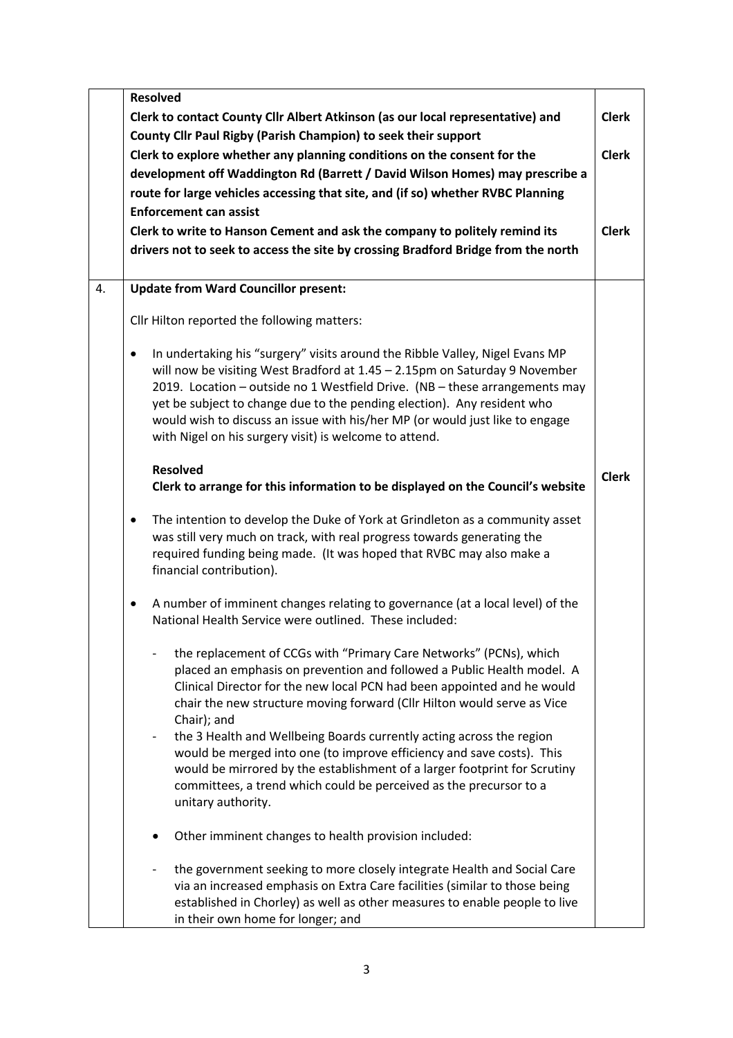| | | |
|---|---|---|
| | **Resolved**<br>**Clerk to contact County Cllr Albert Atkinson (as our local representative) and County Cllr Paul Rigby (Parish Champion) to seek their support**<br>**Clerk to explore whether any planning conditions on the consent for the development off Waddington Rd (Barrett / David Wilson Homes) may prescribe a route for large vehicles accessing that site, and (if so) whether RVBC Planning Enforcement can assist**<br>**Clerk to write to Hanson Cement and ask the company to politely remind its drivers not to seek to access the site by crossing Bradford Bridge from the north** | **Clerk**<br><br>**Clerk**<br><br><br><br>**Clerk** |
| 4. | **Update from Ward Councillor present:**<br><br>Cllr Hilton reported the following matters:<br><br>• In undertaking his "surgery" visits around the Ribble Valley, Nigel Evans MP will now be visiting West Bradford at 1.45 – 2.15pm on Saturday 9 November 2019. Location – outside no 1 Westfield Drive. (NB – these arrangements may yet be subject to change due to the pending election). Any resident who would wish to discuss an issue with his/her MP (or would just like to engage with Nigel on his surgery visit) is welcome to attend.<br><br>**Resolved**<br>**Clerk to arrange for this information to be displayed on the Council's website**<br><br>• The intention to develop the Duke of York at Grindleton as a community asset was still very much on track, with real progress towards generating the required funding being made. (It was hoped that RVBC may also make a financial contribution).<br><br>• A number of imminent changes relating to governance (at a local level) of the National Health Service were outlined. These included:<br><br>- the replacement of CCGs with "Primary Care Networks" (PCNs), which placed an emphasis on prevention and followed a Public Health model. A Clinical Director for the new local PCN had been appointed and he would chair the new structure moving forward (Cllr Hilton would serve as Vice Chair); and<br>- the 3 Health and Wellbeing Boards currently acting across the region would be merged into one (to improve efficiency and save costs). This would be mirrored by the establishment of a larger footprint for Scrutiny committees, a trend which could be perceived as the precursor to a unitary authority.<br><br>• Other imminent changes to health provision included:<br><br>- the government seeking to more closely integrate Health and Social Care via an increased emphasis on Extra Care facilities (similar to those being established in Chorley) as well as other measures to enable people to live in their own home for longer; and | <br><br><br><br><br><br><br><br><br>**Clerk** |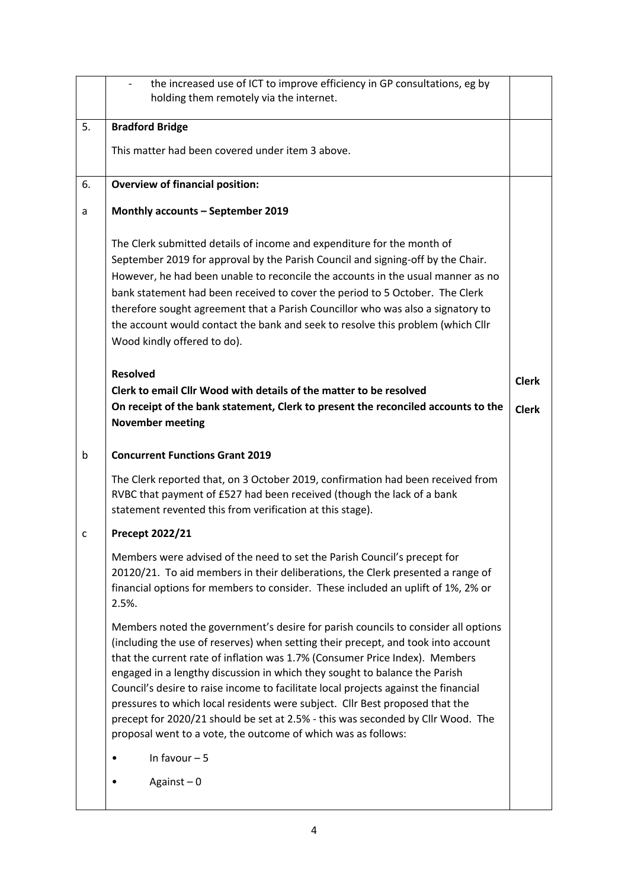| | | |
|---|---|---|
| | - the increased use of ICT to improve efficiency in GP consultations, eg by holding them remotely via the internet. | |
| 5. | **Bradford Bridge**<br><br>This matter had been covered under item 3 above. | |
| 6.<br><br>a<br><br><br><br><br><br><br><br><br><br><br><br><br><br>b<br><br><br><br><br>c | **Overview of financial position:**<br><br>**Monthly accounts – September 2019**<br><br>The Clerk submitted details of income and expenditure for the month of September 2019 for approval by the Parish Council and signing-off by the Chair. However, he had been unable to reconcile the accounts in the usual manner as no bank statement had been received to cover the period to 5 October. The Clerk therefore sought agreement that a Parish Councillor who was also a signatory to the account would contact the bank and seek to resolve this problem (which Cllr Wood kindly offered to do).<br><br>**Resolved**<br>**Clerk to email Cllr Wood with details of the matter to be resolved**<br>**On receipt of the bank statement, Clerk to present the reconciled accounts to the November meeting**<br><br>**Concurrent Functions Grant 2019**<br><br>The Clerk reported that, on 3 October 2019, confirmation had been received from RVBC that payment of £527 had been received (though the lack of a bank statement revented this from verification at this stage).<br><br>**Precept 2022/21**<br><br>Members were advised of the need to set the Parish Council's precept for 20120/21. To aid members in their deliberations, the Clerk presented a range of financial options for members to consider. These included an uplift of 1%, 2% or 2.5%.<br><br>Members noted the government's desire for parish councils to consider all options (including the use of reserves) when setting their precept, and took into account that the current rate of inflation was 1.7% (Consumer Price Index). Members engaged in a lengthy discussion in which they sought to balance the Parish Council's desire to raise income to facilitate local projects against the financial pressures to which local residents were subject. Cllr Best proposed that the precept for 2020/21 should be set at 2.5% - this was seconded by Cllr Wood. The proposal went to a vote, the outcome of which was as follows:<br><br>• In favour – 5<br><br>• Against – 0 | <br><br><br><br><br><br><br><br><br><br><br><br><br><br>**Clerk**<br><br>**Clerk** |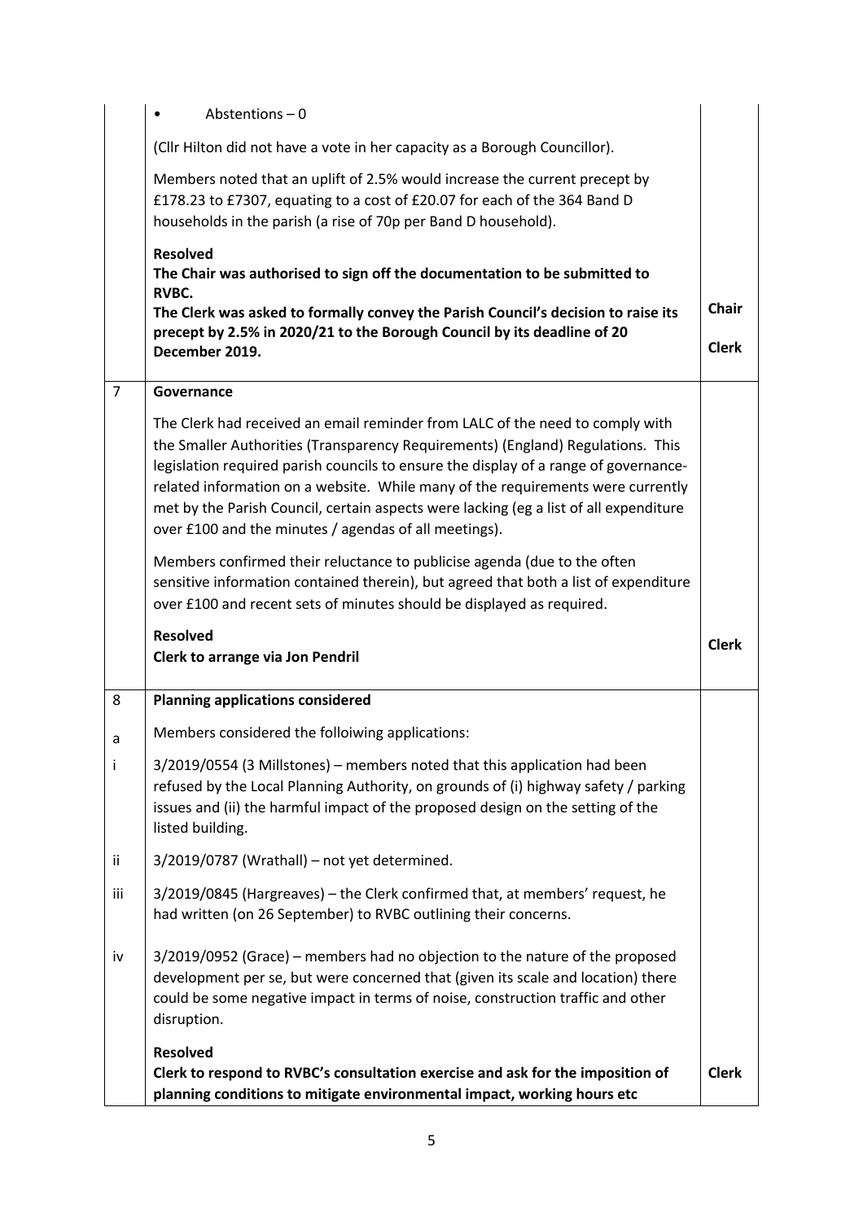| | | |
|---|---|---|
| | • Abstentions – 0<br><br>(Cllr Hilton did not have a vote in her capacity as a Borough Councillor).<br><br>Members noted that an uplift of 2.5% would increase the current precept by £178.23 to £7307, equating to a cost of £20.07 for each of the 364 Band D households in the parish (a rise of 70p per Band D household).<br><br>**Resolved**<br>**The Chair was authorised to sign off the documentation to be submitted to RVBC.**<br>**The Clerk was asked to formally convey the Parish Council's decision to raise its precept by 2.5% in 2020/21 to the Borough Council by its deadline of 20 December 2019.** | **Chair**<br><br>**Clerk** |
| 7 | **Governance**<br><br>The Clerk had received an email reminder from LALC of the need to comply with the Smaller Authorities (Transparency Requirements) (England) Regulations. This legislation required parish councils to ensure the display of a range of governance-related information on a website. While many of the requirements were currently met by the Parish Council, certain aspects were lacking (eg a list of all expenditure over £100 and the minutes / agendas of all meetings).<br><br>Members confirmed their reluctance to publicise agenda (due to the often sensitive information contained therein), but agreed that both a list of expenditure over £100 and recent sets of minutes should be displayed as required.<br><br>**Resolved**<br>**Clerk to arrange via Jon Pendril** | **Clerk** |
| 8<br><br>a<br><br>i<br><br><br><br>ii<br><br>iii<br><br><br>iv | **Planning applications considered**<br><br>Members considered the folloiwing applications:<br><br>3/2019/0554 (3 Millstones) – members noted that this application had been refused by the Local Planning Authority, on grounds of (i) highway safety / parking issues and (ii) the harmful impact of the proposed design on the setting of the listed building.<br><br>3/2019/0787 (Wrathall) – not yet determined.<br><br>3/2019/0845 (Hargreaves) – the Clerk confirmed that, at members' request, he had written (on 26 September) to RVBC outlining their concerns.<br><br>3/2019/0952 (Grace) – members had no objection to the nature of the proposed development per se, but were concerned that (given its scale and location) there could be some negative impact in terms of noise, construction traffic and other disruption.<br><br>**Resolved**<br>**Clerk to respond to RVBC's consultation exercise and ask for the imposition of planning conditions to mitigate environmental impact, working hours etc** | **Clerk** |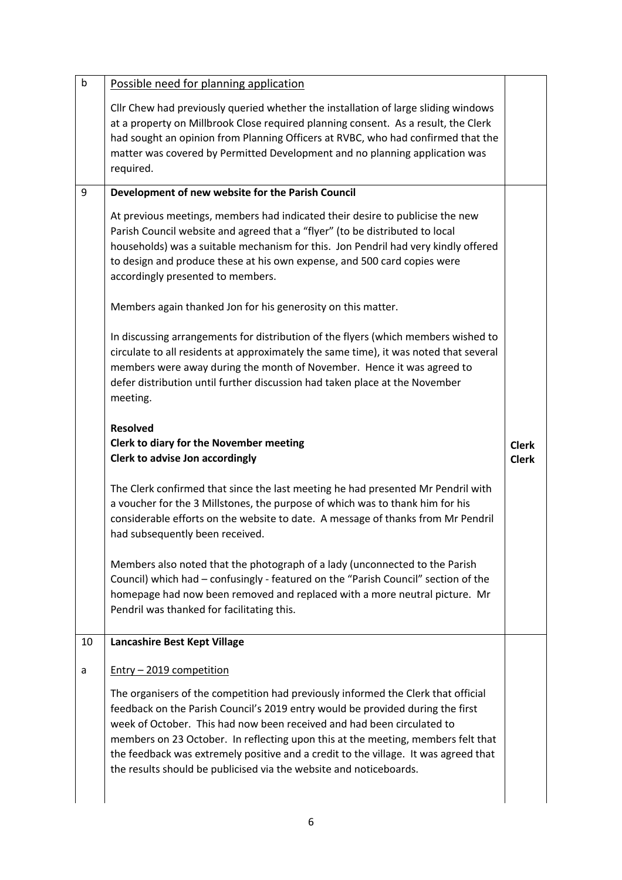| | | |
|---|---|---|
| b | <u>Possible need for planning application</u><br><br>Cllr Chew had previously queried whether the installation of large sliding windows at a property on Millbrook Close required planning consent. As a result, the Clerk had sought an opinion from Planning Officers at RVBC, who had confirmed that the matter was covered by Permitted Development and no planning application was required. | |
| 9 | **Development of new website for the Parish Council**<br><br>At previous meetings, members had indicated their desire to publicise the new Parish Council website and agreed that a "flyer" (to be distributed to local households) was a suitable mechanism for this. Jon Pendril had very kindly offered to design and produce these at his own expense, and 500 card copies were accordingly presented to members.<br><br>Members again thanked Jon for his generosity on this matter.<br><br>In discussing arrangements for distribution of the flyers (which members wished to circulate to all residents at approximately the same time), it was noted that several members were away during the month of November. Hence it was agreed to defer distribution until further discussion had taken place at the November meeting.<br><br>**Resolved**<br>**Clerk to diary for the November meeting**<br>**Clerk to advise Jon accordingly**<br><br>The Clerk confirmed that since the last meeting he had presented Mr Pendril with a voucher for the 3 Millstones, the purpose of which was to thank him for his considerable efforts on the website to date. A message of thanks from Mr Pendril had subsequently been received.<br><br>Members also noted that the photograph of a lady (unconnected to the Parish Council) which had – confusingly - featured on the "Parish Council" section of the homepage had now been removed and replaced with a more neutral picture. Mr Pendril was thanked for facilitating this. | <br><br><br><br><br><br><br><br><br><br><br><br>**Clerk**<br>**Clerk** |
| 10<br><br>a | **Lancashire Best Kept Village**<br><br><u>Entry – 2019 competition</u><br><br>The organisers of the competition had previously informed the Clerk that official feedback on the Parish Council's 2019 entry would be provided during the first week of October. This had now been received and had been circulated to members on 23 October. In reflecting upon this at the meeting, members felt that the feedback was extremely positive and a credit to the village. It was agreed that the results should be publicised via the website and noticeboards. | |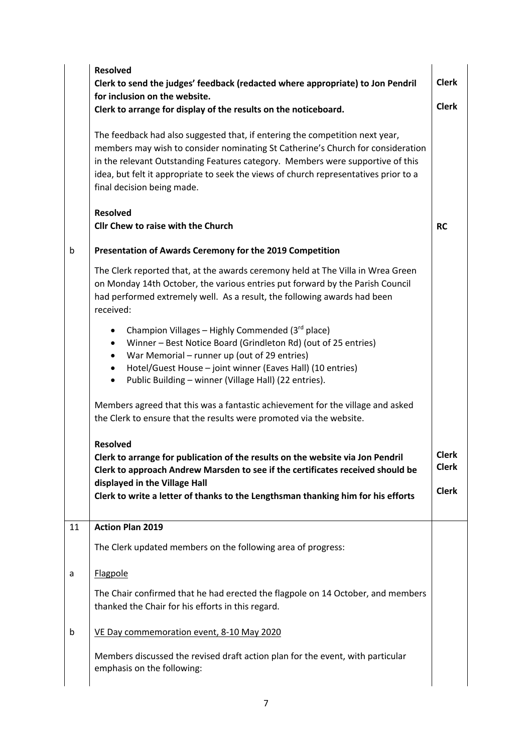| | | |
|---|---|---|
| | **Resolved**<br>**Clerk to send the judges' feedback (redacted where appropriate) to Jon Pendril for inclusion on the website.**<br>**Clerk to arrange for display of the results on the noticeboard.**<br><br>The feedback had also suggested that, if entering the competition next year, members may wish to consider nominating St Catherine's Church for consideration in the relevant Outstanding Features category. Members were supportive of this idea, but felt it appropriate to seek the views of church representatives prior to a final decision being made.<br><br>**Resolved**<br>**Cllr Chew to raise with the Church** | **Clerk**<br><br>**Clerk**<br><br><br><br><br><br><br>**RC** |
| b | **Presentation of Awards Ceremony for the 2019 Competition**<br><br>The Clerk reported that, at the awards ceremony held at The Villa in Wrea Green on Monday 14th October, the various entries put forward by the Parish Council had performed extremely well. As a result, the following awards had been received:<br><br>• Champion Villages – Highly Commended (3rd place)<br>• Winner – Best Notice Board (Grindleton Rd) (out of 25 entries)<br>• War Memorial – runner up (out of 29 entries)<br>• Hotel/Guest House – joint winner (Eaves Hall) (10 entries)<br>• Public Building – winner (Village Hall) (22 entries).<br><br>Members agreed that this was a fantastic achievement for the village and asked the Clerk to ensure that the results were promoted via the website.<br><br>**Resolved**<br>**Clerk to arrange for publication of the results on the website via Jon Pendril**<br>**Clerk to approach Andrew Marsden to see if the certificates received should be displayed in the Village Hall**<br>**Clerk to write a letter of thanks to the Lengthsman thanking him for his efforts** | <br><br><br><br><br><br><br><br><br><br><br><br><br><br>**Clerk**<br>**Clerk**<br><br>**Clerk** |
| 11 | **Action Plan 2019**<br><br>The Clerk updated members on the following area of progress: | |
| a | Flagpole<br><br>The Chair confirmed that he had erected the flagpole on 14 October, and members thanked the Chair for his efforts in this regard. | |
| b | VE Day commemoration event, 8-10 May 2020<br><br>Members discussed the revised draft action plan for the event, with particular emphasis on the following: | |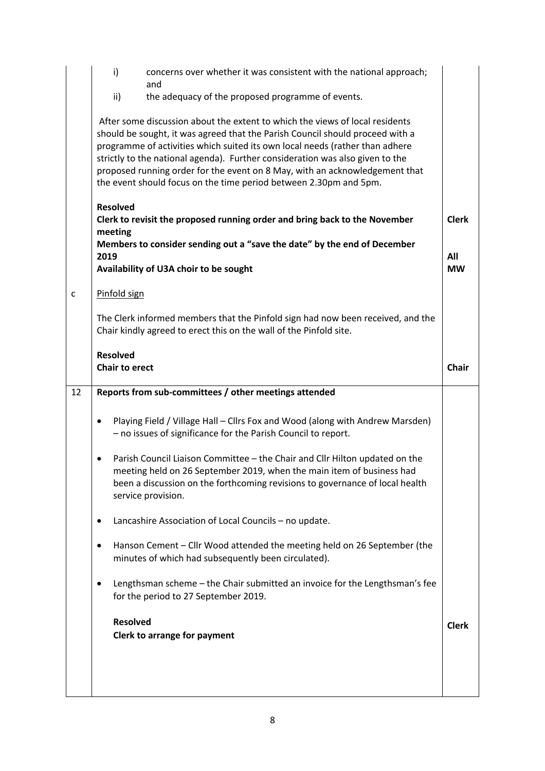| | | |
|---|---|---|
| | i) concerns over whether it was consistent with the national approach; and<br>ii) the adequacy of the proposed programme of events.<br><br>After some discussion about the extent to which the views of local residents should be sought, it was agreed that the Parish Council should proceed with a programme of activities which suited its own local needs (rather than adhere strictly to the national agenda). Further consideration was also given to the proposed running order for the event on 8 May, with an acknowledgement that the event should focus on the time period between 2.30pm and 5pm.<br><br>**Resolved**<br>**Clerk to revisit the proposed running order and bring back to the November meeting**<br>**Members to consider sending out a "save the date" by the end of December 2019**<br>**Availability of U3A choir to be sought** | <br><br><br><br><br><br><br><br><br><br>**Clerk**<br><br>**All**<br>**MW** |
| c | <u>Pinfold sign</u><br><br>The Clerk informed members that the Pinfold sign had now been received, and the Chair kindly agreed to erect this on the wall of the Pinfold site.<br><br>**Resolved**<br>**Chair to erect** | <br><br><br><br><br>**Chair** |
| 12 | **Reports from sub-committees / other meetings attended**<br><br>• Playing Field / Village Hall – Cllrs Fox and Wood (along with Andrew Marsden) – no issues of significance for the Parish Council to report.<br><br>• Parish Council Liaison Committee – the Chair and Cllr Hilton updated on the meeting held on 26 September 2019, when the main item of business had been a discussion on the forthcoming revisions to governance of local health service provision.<br><br>• Lancashire Association of Local Councils – no update.<br><br>• Hanson Cement – Cllr Wood attended the meeting held on 26 September (the minutes of which had subsequently been circulated).<br><br>• Lengthsman scheme – the Chair submitted an invoice for the Lengthsman's fee for the period to 27 September 2019.<br><br>**Resolved**<br>**Clerk to arrange for payment** | <br><br><br><br><br><br><br><br><br><br><br><br><br><br><br>**Clerk** |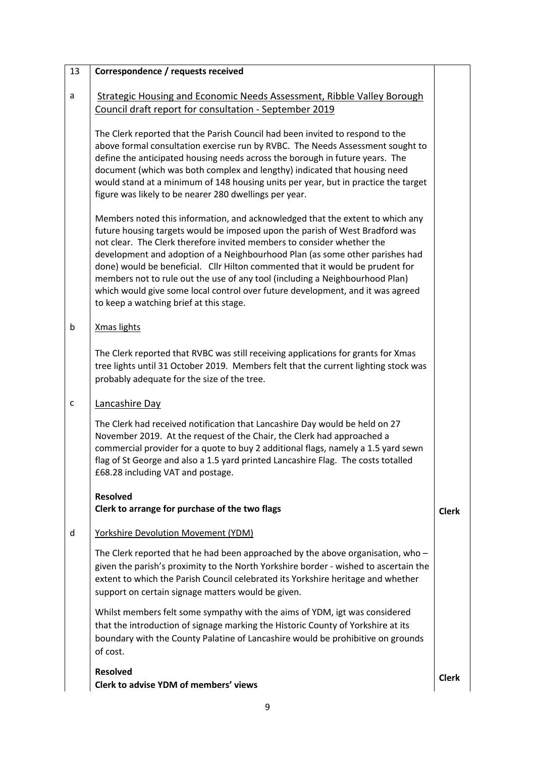| 13 | **Correspondence / requests received** | |
|---|---|---|
| a | <u>Strategic Housing and Economic Needs Assessment, Ribble Valley Borough Council draft report for consultation - September 2019</u><br><br>The Clerk reported that the Parish Council had been invited to respond to the above formal consultation exercise run by RVBC. The Needs Assessment sought to define the anticipated housing needs across the borough in future years. The document (which was both complex and lengthy) indicated that housing need would stand at a minimum of 148 housing units per year, but in practice the target figure was likely to be nearer 280 dwellings per year.<br><br>Members noted this information, and acknowledged that the extent to which any future housing targets would be imposed upon the parish of West Bradford was not clear. The Clerk therefore invited members to consider whether the development and adoption of a Neighbourhood Plan (as some other parishes had done) would be beneficial. Cllr Hilton commented that it would be prudent for members not to rule out the use of any tool (including a Neighbourhood Plan) which would give some local control over future development, and it was agreed to keep a watching brief at this stage. | |
| b | <u>Xmas lights</u><br><br>The Clerk reported that RVBC was still receiving applications for grants for Xmas tree lights until 31 October 2019. Members felt that the current lighting stock was probably adequate for the size of the tree. | |
| c | <u>Lancashire Day</u><br><br>The Clerk had received notification that Lancashire Day would be held on 27 November 2019. At the request of the Chair, the Clerk had approached a commercial provider for a quote to buy 2 additional flags, namely a 1.5 yard sewn flag of St George and also a 1.5 yard printed Lancashire Flag. The costs totalled £68.28 including VAT and postage.<br><br>**Resolved**<br>**Clerk to arrange for purchase of the two flags** | **Clerk** |
| d | <u>Yorkshire Devolution Movement (YDM)</u><br><br>The Clerk reported that he had been approached by the above organisation, who – given the parish's proximity to the North Yorkshire border - wished to ascertain the extent to which the Parish Council celebrated its Yorkshire heritage and whether support on certain signage matters would be given.<br><br>Whilst members felt some sympathy with the aims of YDM, igt was considered that the introduction of signage marking the Historic County of Yorkshire at its boundary with the County Palatine of Lancashire would be prohibitive on grounds of cost.<br><br>**Resolved**<br>**Clerk to advise YDM of members' views** | **Clerk** |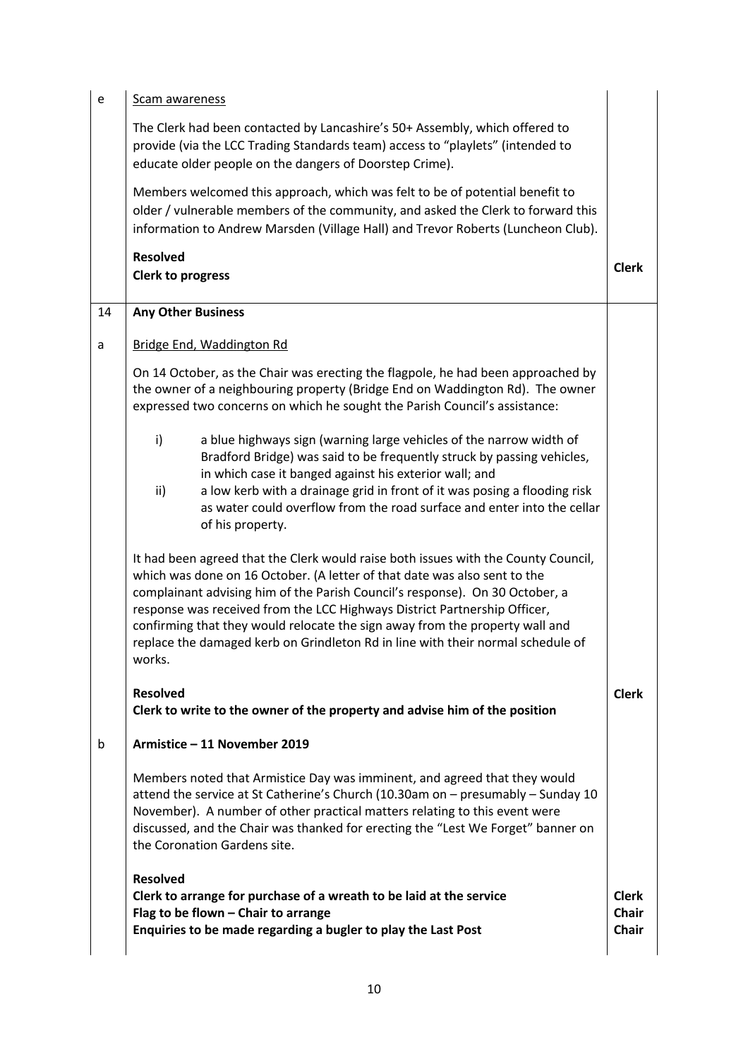| | | |
|---|---|---|
| e | <u>Scam awareness</u><br><br>The Clerk had been contacted by Lancashire's 50+ Assembly, which offered to provide (via the LCC Trading Standards team) access to "playlets" (intended to educate older people on the dangers of Doorstep Crime).<br><br>Members welcomed this approach, which was felt to be of potential benefit to older / vulnerable members of the community, and asked the Clerk to forward this information to Andrew Marsden (Village Hall) and Trevor Roberts (Luncheon Club).<br><br>**Resolved**<br>**Clerk to progress** | **Clerk** |
| 14 | **Any Other Business** | |
| a | <u>Bridge End, Waddington Rd</u><br><br>On 14 October, as the Chair was erecting the flagpole, he had been approached by the owner of a neighbouring property (Bridge End on Waddington Rd). The owner expressed two concerns on which he sought the Parish Council's assistance:<br><br>i) a blue highways sign (warning large vehicles of the narrow width of Bradford Bridge) was said to be frequently struck by passing vehicles, in which case it banged against his exterior wall; and<br>ii) a low kerb with a drainage grid in front of it was posing a flooding risk as water could overflow from the road surface and enter into the cellar of his property.<br><br>It had been agreed that the Clerk would raise both issues with the County Council, which was done on 16 October. (A letter of that date was also sent to the complainant advising him of the Parish Council's response). On 30 October, a response was received from the LCC Highways District Partnership Officer, confirming that they would relocate the sign away from the property wall and replace the damaged kerb on Grindleton Rd in line with their normal schedule of works.<br><br>**Resolved**<br>**Clerk to write to the owner of the property and advise him of the position** | **Clerk** |
| b | **Armistice – 11 November 2019**<br><br>Members noted that Armistice Day was imminent, and agreed that they would attend the service at St Catherine's Church (10.30am on – presumably – Sunday 10 November). A number of other practical matters relating to this event were discussed, and the Chair was thanked for erecting the "Lest We Forget" banner on the Coronation Gardens site.<br><br>**Resolved**<br>**Clerk to arrange for purchase of a wreath to be laid at the service**<br>**Flag to be flown – Chair to arrange**<br>**Enquiries to be made regarding a bugler to play the Last Post** | **Clerk**<br>**Chair**<br>**Chair** |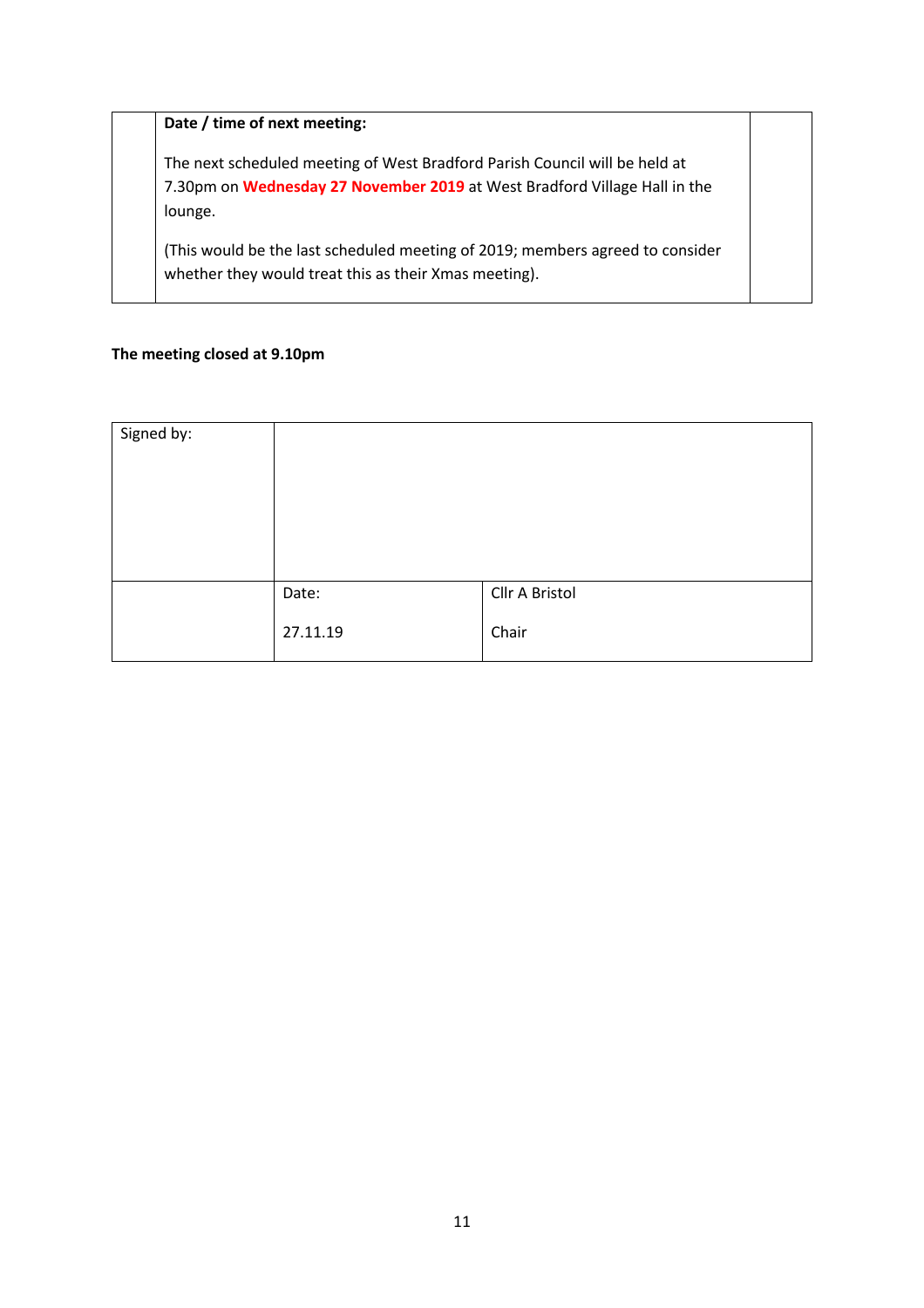| | | |
|---|---|---|
| | **Date / time of next meeting:**<br><br>The next scheduled meeting of West Bradford Parish Council will be held at 7.30pm on **Wednesday 27 November 2019** at West Bradford Village Hall in the lounge.<br><br>(This would be the last scheduled meeting of 2019; members agreed to consider whether they would treat this as their Xmas meeting). | |

**The meeting closed at 9.10pm**

| | | |
|---|---|---|
| Signed by: | | |
| | Date:<br><br>27.11.19 | Cllr A Bristol<br><br>Chair |